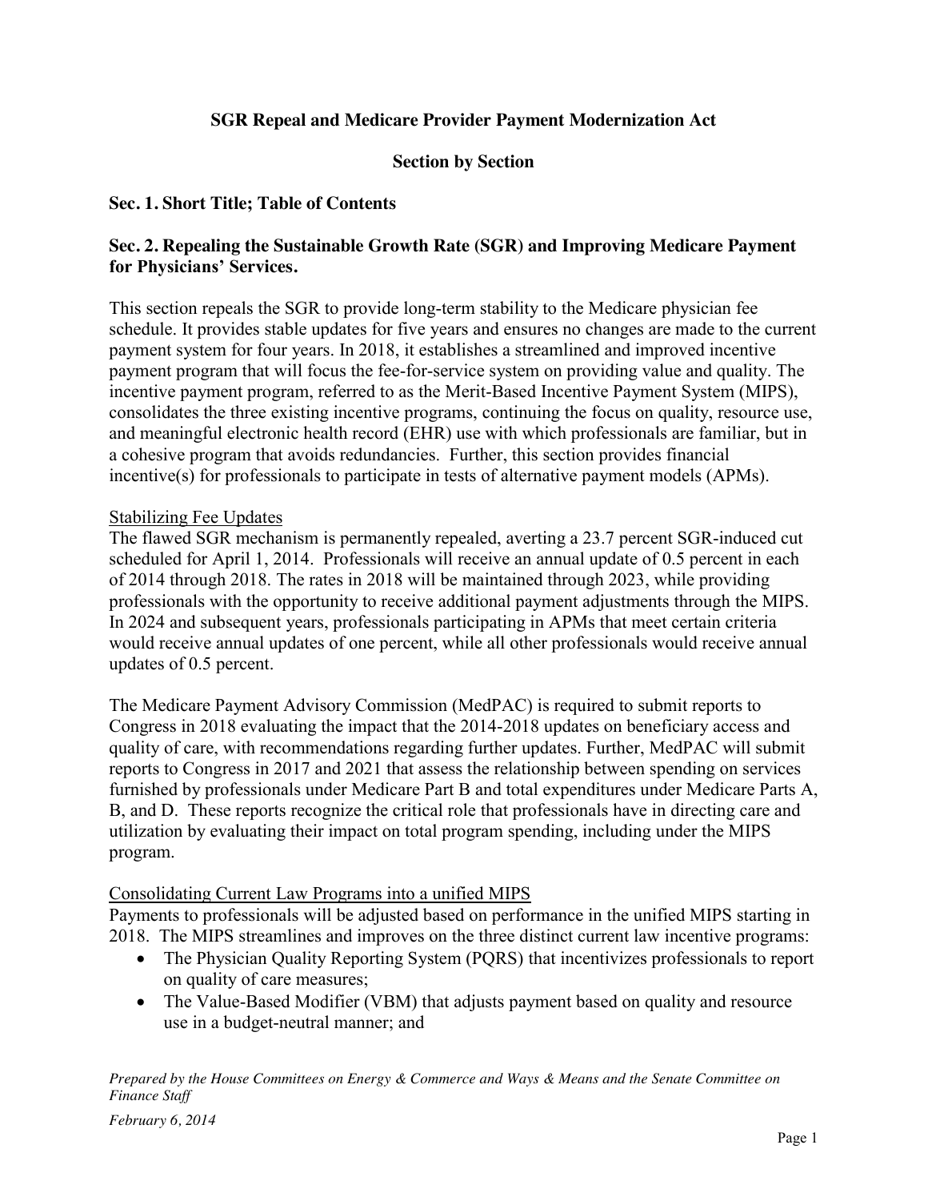# SGR Repeal and Medicare Provider Payment Modernization Act

## Section by Section

### Sec. 1. Short Title; Table of Contents

### Sec. 2. Repealing the Sustainable Growth Rate (SGR) and Improving Medicare Payment for Physicians' Services.

This section repeals the SGR to provide long-term stability to the Medicare physician fee schedule. It provides stable updates for five years and ensures no changes are made to the current payment system for four years. In 2018, it establishes a streamlined and improved incentive payment program that will focus the fee-for-service system on providing value and quality. The incentive payment program, referred to as the Merit-Based Incentive Payment System (MIPS), consolidates the three existing incentive programs, continuing the focus on quality, resource use, and meaningful electronic health record (EHR) use with which professionals are familiar, but in a cohesive program that avoids redundancies. Further, this section provides financial incentive(s) for professionals to participate in tests of alternative payment models (APMs).

<u>Stabilizing Fee Updates</u>

The flawed SGR mechanism is permanently repealed, averting a 23.7 percent SGR-induced cut scheduled for April 1, 2014. Professionals will receive an annual update of 0.5 percent in each of 2014 through 2018. The rates in 2018 will be maintained through 2023, while providing professionals with the opportunity to receive additional payment adjustments through the MIPS. In 2024 and subsequent years, professionals participating in APMs that meet certain criteria would receive annual updates of one percent, while all other professionals would receive annual updates of 0.5 percent.

The Medicare Payment Advisory Commission (MedPAC) is required to submit reports to Congress in 2018 evaluating the impact that the 2014-2018 updates on beneficiary access and quality of care, with recommendations regarding further updates. Further, MedPAC will submit reports to Congress in 2017 and 2021 that assess the relationship between spending on services furnished by professionals under Medicare Part B and total expenditures under Medicare Parts A, B, and D. These reports recognize the critical role that professionals have in directing care and utilization by evaluating their impact on total program spending, including under the MIPS program.

<u>Consolidating Current Law Programs into a unified MIPS</u>

Payments to professionals will be adjusted based on performance in the unified MIPS starting in 2018. The MIPS streamlines and improves on the three distinct current law incentive programs:

- The Physician Quality Reporting System (PQRS) that incentivizes professionals to report on quality of care measures;
- The Value-Based Modifier (VBM) that adjusts payment based on quality and resource use in a budget-neutral manner; and

*Prepared by the House Committees on Energy & Commerce and Ways & Means and the Senate Committee on Finance Staff*

*February 6, 2014*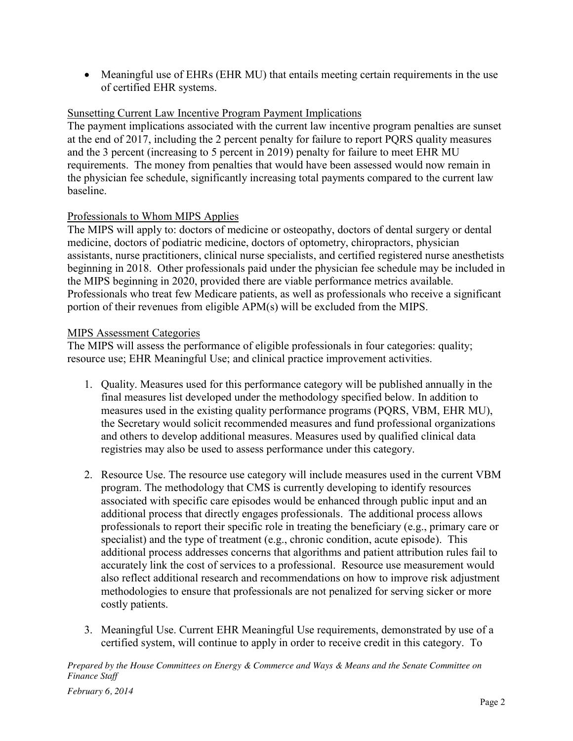- Meaningful use of EHRs (EHR MU) that entails meeting certain requirements in the use of certified EHR systems.

### Sunsetting Current Law Incentive Program Payment Implications

The payment implications associated with the current law incentive program penalties are sunset at the end of 2017, including the 2 percent penalty for failure to report PQRS quality measures and the 3 percent (increasing to 5 percent in 2019) penalty for failure to meet EHR MU requirements. The money from penalties that would have been assessed would now remain in the physician fee schedule, significantly increasing total payments compared to the current law baseline.

### Professionals to Whom MIPS Applies

The MIPS will apply to: doctors of medicine or osteopathy, doctors of dental surgery or dental medicine, doctors of podiatric medicine, doctors of optometry, chiropractors, physician assistants, nurse practitioners, clinical nurse specialists, and certified registered nurse anesthetists beginning in 2018. Other professionals paid under the physician fee schedule may be included in the MIPS beginning in 2020, provided there are viable performance metrics available. Professionals who treat few Medicare patients, as well as professionals who receive a significant portion of their revenues from eligible APM(s) will be excluded from the MIPS.

### MIPS Assessment Categories

The MIPS will assess the performance of eligible professionals in four categories: quality; resource use; EHR Meaningful Use; and clinical practice improvement activities.

1. Quality. Measures used for this performance category will be published annually in the final measures list developed under the methodology specified below. In addition to measures used in the existing quality performance programs (PQRS, VBM, EHR MU), the Secretary would solicit recommended measures and fund professional organizations and others to develop additional measures. Measures used by qualified clinical data registries may also be used to assess performance under this category.

2. Resource Use. The resource use category will include measures used in the current VBM program. The methodology that CMS is currently developing to identify resources associated with specific care episodes would be enhanced through public input and an additional process that directly engages professionals. The additional process allows professionals to report their specific role in treating the beneficiary (e.g., primary care or specialist) and the type of treatment (e.g., chronic condition, acute episode). This additional process addresses concerns that algorithms and patient attribution rules fail to accurately link the cost of services to a professional. Resource use measurement would also reflect additional research and recommendations on how to improve risk adjustment methodologies to ensure that professionals are not penalized for serving sicker or more costly patients.

3. Meaningful Use. Current EHR Meaningful Use requirements, demonstrated by use of a certified system, will continue to apply in order to receive credit in this category. To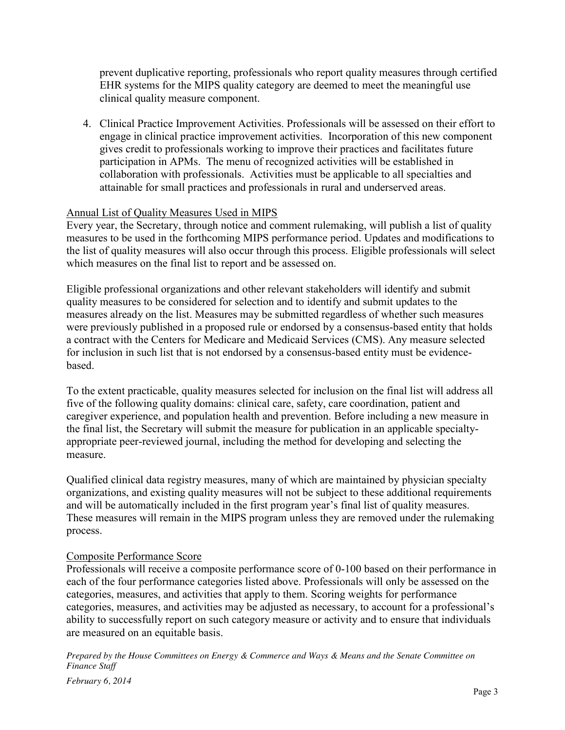prevent duplicative reporting, professionals who report quality measures through certified EHR systems for the MIPS quality category are deemed to meet the meaningful use clinical quality measure component.

4. Clinical Practice Improvement Activities. Professionals will be assessed on their effort to engage in clinical practice improvement activities. Incorporation of this new component gives credit to professionals working to improve their practices and facilitates future participation in APMs. The menu of recognized activities will be established in collaboration with professionals. Activities must be applicable to all specialties and attainable for small practices and professionals in rural and underserved areas.

Annual List of Quality Measures Used in MIPS

Every year, the Secretary, through notice and comment rulemaking, will publish a list of quality measures to be used in the forthcoming MIPS performance period. Updates and modifications to the list of quality measures will also occur through this process. Eligible professionals will select which measures on the final list to report and be assessed on.

Eligible professional organizations and other relevant stakeholders will identify and submit quality measures to be considered for selection and to identify and submit updates to the measures already on the list. Measures may be submitted regardless of whether such measures were previously published in a proposed rule or endorsed by a consensus-based entity that holds a contract with the Centers for Medicare and Medicaid Services (CMS). Any measure selected for inclusion in such list that is not endorsed by a consensus-based entity must be evidence-based.

To the extent practicable, quality measures selected for inclusion on the final list will address all five of the following quality domains: clinical care, safety, care coordination, patient and caregiver experience, and population health and prevention. Before including a new measure in the final list, the Secretary will submit the measure for publication in an applicable specialty-appropriate peer-reviewed journal, including the method for developing and selecting the measure.

Qualified clinical data registry measures, many of which are maintained by physician specialty organizations, and existing quality measures will not be subject to these additional requirements and will be automatically included in the first program year's final list of quality measures. These measures will remain in the MIPS program unless they are removed under the rulemaking process.

Composite Performance Score

Professionals will receive a composite performance score of 0-100 based on their performance in each of the four performance categories listed above. Professionals will only be assessed on the categories, measures, and activities that apply to them. Scoring weights for performance categories, measures, and activities may be adjusted as necessary, to account for a professional's ability to successfully report on such category measure or activity and to ensure that individuals are measured on an equitable basis.

*Prepared by the House Committees on Energy & Commerce and Ways & Means and the Senate Committee on Finance Staff*

*February 6, 2014*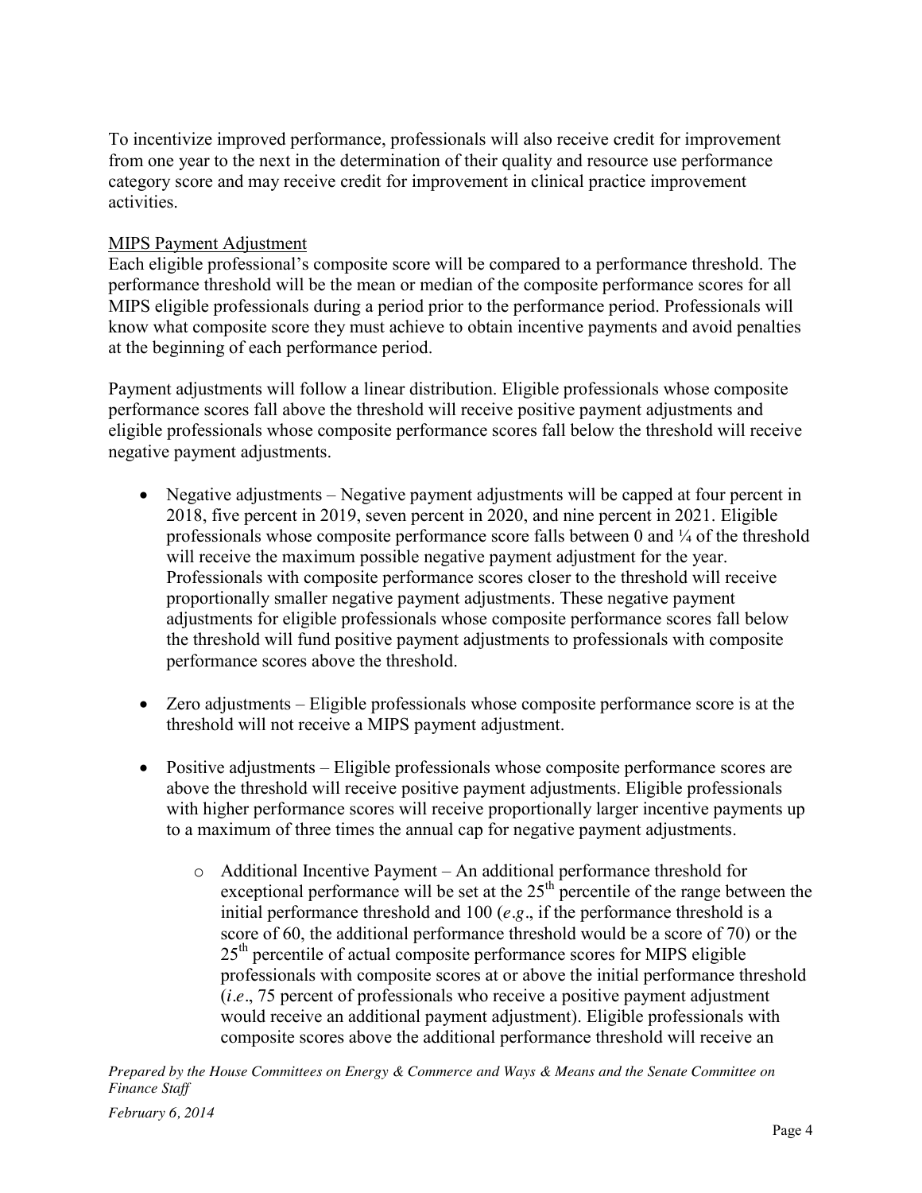To incentivize improved performance, professionals will also receive credit for improvement from one year to the next in the determination of their quality and resource use performance category score and may receive credit for improvement in clinical practice improvement activities.

MIPS Payment Adjustment

Each eligible professional's composite score will be compared to a performance threshold. The performance threshold will be the mean or median of the composite performance scores for all MIPS eligible professionals during a period prior to the performance period. Professionals will know what composite score they must achieve to obtain incentive payments and avoid penalties at the beginning of each performance period.

Payment adjustments will follow a linear distribution. Eligible professionals whose composite performance scores fall above the threshold will receive positive payment adjustments and eligible professionals whose composite performance scores fall below the threshold will receive negative payment adjustments.

- Negative adjustments – Negative payment adjustments will be capped at four percent in 2018, five percent in 2019, seven percent in 2020, and nine percent in 2021. Eligible professionals whose composite performance score falls between 0 and ¼ of the threshold will receive the maximum possible negative payment adjustment for the year. Professionals with composite performance scores closer to the threshold will receive proportionally smaller negative payment adjustments. These negative payment adjustments for eligible professionals whose composite performance scores fall below the threshold will fund positive payment adjustments to professionals with composite performance scores above the threshold.

- Zero adjustments – Eligible professionals whose composite performance score is at the threshold will not receive a MIPS payment adjustment.

- Positive adjustments – Eligible professionals whose composite performance scores are above the threshold will receive positive payment adjustments. Eligible professionals with higher performance scores will receive proportionally larger incentive payments up to a maximum of three times the annual cap for negative payment adjustments.

    - Additional Incentive Payment – An additional performance threshold for exceptional performance will be set at the 25th percentile of the range between the initial performance threshold and 100 (*e.g*., if the performance threshold is a score of 60, the additional performance threshold would be a score of 70) or the 25th percentile of actual composite performance scores for MIPS eligible professionals with composite scores at or above the initial performance threshold (*i.e*., 75 percent of professionals who receive a positive payment adjustment would receive an additional payment adjustment). Eligible professionals with composite scores above the additional performance threshold will receive an

*Prepared by the House Committees on Energy & Commerce and Ways & Means and the Senate Committee on Finance Staff*

*February 6, 2014*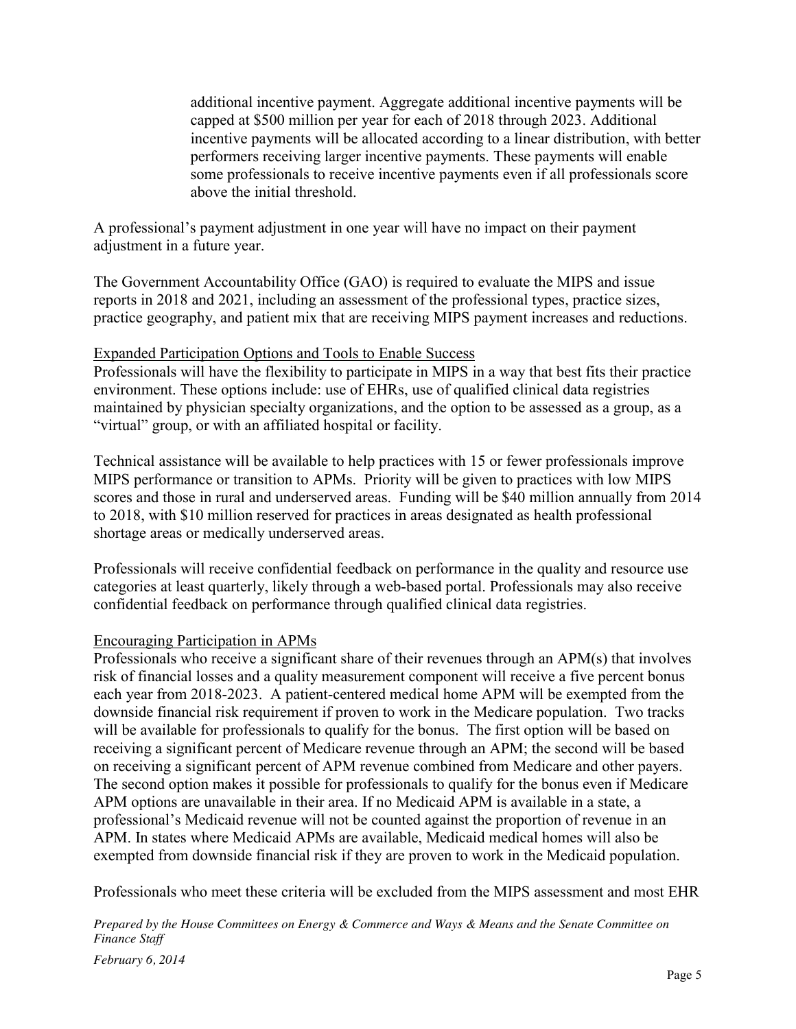additional incentive payment. Aggregate additional incentive payments will be capped at $500 million per year for each of 2018 through 2023. Additional incentive payments will be allocated according to a linear distribution, with better performers receiving larger incentive payments. These payments will enable some professionals to receive incentive payments even if all professionals score above the initial threshold.

A professional's payment adjustment in one year will have no impact on their payment adjustment in a future year.

The Government Accountability Office (GAO) is required to evaluate the MIPS and issue reports in 2018 and 2021, including an assessment of the professional types, practice sizes, practice geography, and patient mix that are receiving MIPS payment increases and reductions.

Expanded Participation Options and Tools to Enable Success

Professionals will have the flexibility to participate in MIPS in a way that best fits their practice environment. These options include: use of EHRs, use of qualified clinical data registries maintained by physician specialty organizations, and the option to be assessed as a group, as a "virtual" group, or with an affiliated hospital or facility.

Technical assistance will be available to help practices with 15 or fewer professionals improve MIPS performance or transition to APMs. Priority will be given to practices with low MIPS scores and those in rural and underserved areas. Funding will be $40 million annually from 2014 to 2018, with $10 million reserved for practices in areas designated as health professional shortage areas or medically underserved areas.

Professionals will receive confidential feedback on performance in the quality and resource use categories at least quarterly, likely through a web-based portal. Professionals may also receive confidential feedback on performance through qualified clinical data registries.

Encouraging Participation in APMs

Professionals who receive a significant share of their revenues through an APM(s) that involves risk of financial losses and a quality measurement component will receive a five percent bonus each year from 2018-2023. A patient-centered medical home APM will be exempted from the downside financial risk requirement if proven to work in the Medicare population. Two tracks will be available for professionals to qualify for the bonus. The first option will be based on receiving a significant percent of Medicare revenue through an APM; the second will be based on receiving a significant percent of APM revenue combined from Medicare and other payers. The second option makes it possible for professionals to qualify for the bonus even if Medicare APM options are unavailable in their area. If no Medicaid APM is available in a state, a professional's Medicaid revenue will not be counted against the proportion of revenue in an APM. In states where Medicaid APMs are available, Medicaid medical homes will also be exempted from downside financial risk if they are proven to work in the Medicaid population.

Professionals who meet these criteria will be excluded from the MIPS assessment and most EHR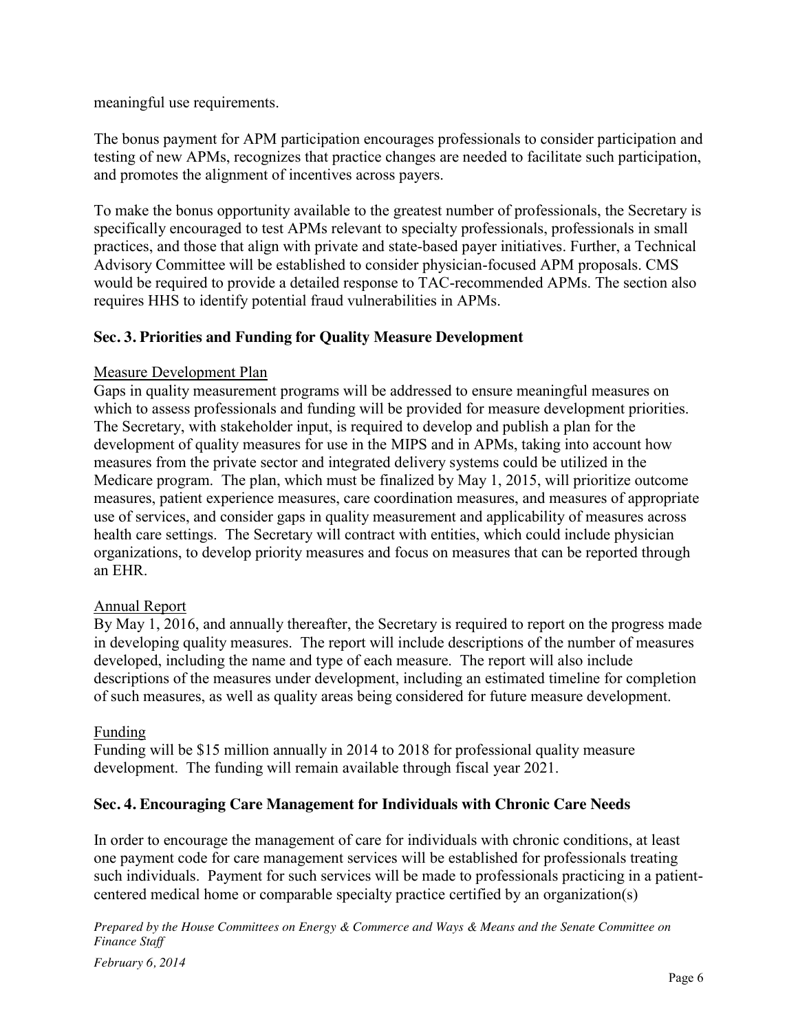meaningful use requirements.

The bonus payment for APM participation encourages professionals to consider participation and testing of new APMs, recognizes that practice changes are needed to facilitate such participation, and promotes the alignment of incentives across payers.

To make the bonus opportunity available to the greatest number of professionals, the Secretary is specifically encouraged to test APMs relevant to specialty professionals, professionals in small practices, and those that align with private and state-based payer initiatives. Further, a Technical Advisory Committee will be established to consider physician-focused APM proposals. CMS would be required to provide a detailed response to TAC-recommended APMs. The section also requires HHS to identify potential fraud vulnerabilities in APMs.

### Sec. 3. Priorities and Funding for Quality Measure Development

Measure Development Plan

Gaps in quality measurement programs will be addressed to ensure meaningful measures on which to assess professionals and funding will be provided for measure development priorities. The Secretary, with stakeholder input, is required to develop and publish a plan for the development of quality measures for use in the MIPS and in APMs, taking into account how measures from the private sector and integrated delivery systems could be utilized in the Medicare program. The plan, which must be finalized by May 1, 2015, will prioritize outcome measures, patient experience measures, care coordination measures, and measures of appropriate use of services, and consider gaps in quality measurement and applicability of measures across health care settings. The Secretary will contract with entities, which could include physician organizations, to develop priority measures and focus on measures that can be reported through an EHR.

Annual Report

By May 1, 2016, and annually thereafter, the Secretary is required to report on the progress made in developing quality measures. The report will include descriptions of the number of measures developed, including the name and type of each measure. The report will also include descriptions of the measures under development, including an estimated timeline for completion of such measures, as well as quality areas being considered for future measure development.

Funding

Funding will be $15 million annually in 2014 to 2018 for professional quality measure development. The funding will remain available through fiscal year 2021.

### Sec. 4. Encouraging Care Management for Individuals with Chronic Care Needs

In order to encourage the management of care for individuals with chronic conditions, at least one payment code for care management services will be established for professionals treating such individuals. Payment for such services will be made to professionals practicing in a patient-centered medical home or comparable specialty practice certified by an organization(s)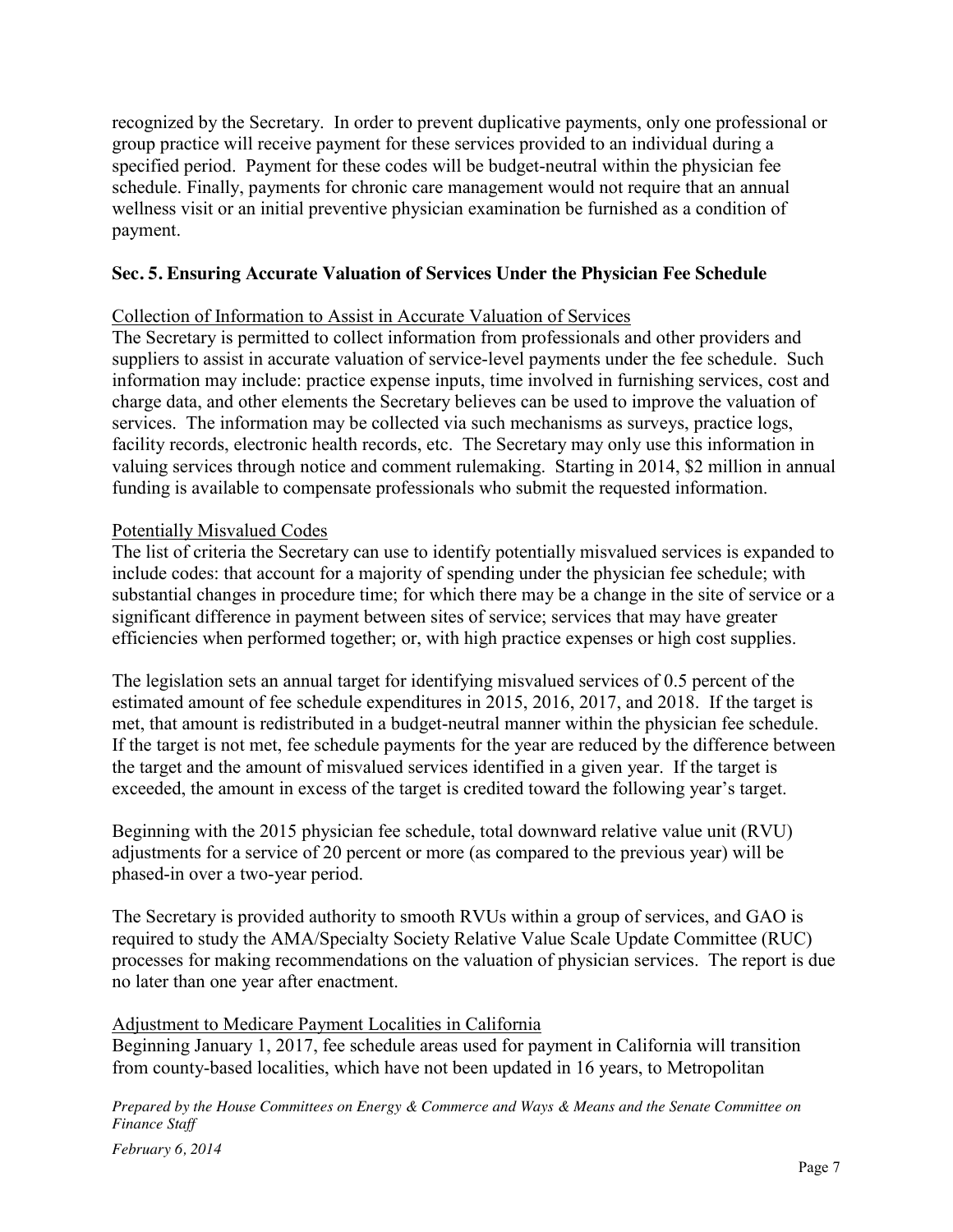recognized by the Secretary. In order to prevent duplicative payments, only one professional or group practice will receive payment for these services provided to an individual during a specified period. Payment for these codes will be budget-neutral within the physician fee schedule. Finally, payments for chronic care management would not require that an annual wellness visit or an initial preventive physician examination be furnished as a condition of payment.

## Sec. 5. Ensuring Accurate Valuation of Services Under the Physician Fee Schedule

<u>Collection of Information to Assist in Accurate Valuation of Services</u>

The Secretary is permitted to collect information from professionals and other providers and suppliers to assist in accurate valuation of service-level payments under the fee schedule. Such information may include: practice expense inputs, time involved in furnishing services, cost and charge data, and other elements the Secretary believes can be used to improve the valuation of services. The information may be collected via such mechanisms as surveys, practice logs, facility records, electronic health records, etc. The Secretary may only use this information in valuing services through notice and comment rulemaking. Starting in 2014, $2 million in annual funding is available to compensate professionals who submit the requested information.

<u>Potentially Misvalued Codes</u>

The list of criteria the Secretary can use to identify potentially misvalued services is expanded to include codes: that account for a majority of spending under the physician fee schedule; with substantial changes in procedure time; for which there may be a change in the site of service or a significant difference in payment between sites of service; services that may have greater efficiencies when performed together; or, with high practice expenses or high cost supplies.

The legislation sets an annual target for identifying misvalued services of 0.5 percent of the estimated amount of fee schedule expenditures in 2015, 2016, 2017, and 2018. If the target is met, that amount is redistributed in a budget-neutral manner within the physician fee schedule. If the target is not met, fee schedule payments for the year are reduced by the difference between the target and the amount of misvalued services identified in a given year. If the target is exceeded, the amount in excess of the target is credited toward the following year's target.

Beginning with the 2015 physician fee schedule, total downward relative value unit (RVU) adjustments for a service of 20 percent or more (as compared to the previous year) will be phased-in over a two-year period.

The Secretary is provided authority to smooth RVUs within a group of services, and GAO is required to study the AMA/Specialty Society Relative Value Scale Update Committee (RUC) processes for making recommendations on the valuation of physician services. The report is due no later than one year after enactment.

<u>Adjustment to Medicare Payment Localities in California</u>

Beginning January 1, 2017, fee schedule areas used for payment in California will transition from county-based localities, which have not been updated in 16 years, to Metropolitan

*Prepared by the House Committees on Energy & Commerce and Ways & Means and the Senate Committee on Finance Staff*

*February 6, 2014*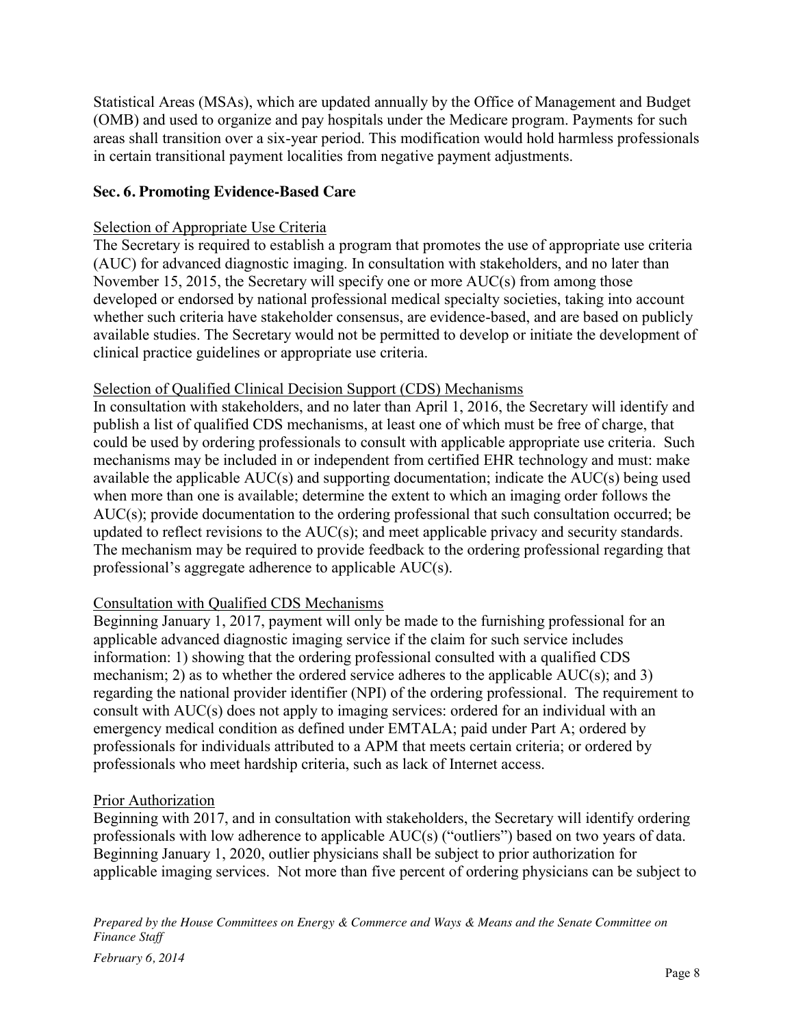Statistical Areas (MSAs), which are updated annually by the Office of Management and Budget (OMB) and used to organize and pay hospitals under the Medicare program. Payments for such areas shall transition over a six-year period. This modification would hold harmless professionals in certain transitional payment localities from negative payment adjustments.

## Sec. 6. Promoting Evidence-Based Care

Selection of Appropriate Use Criteria

The Secretary is required to establish a program that promotes the use of appropriate use criteria (AUC) for advanced diagnostic imaging. In consultation with stakeholders, and no later than November 15, 2015, the Secretary will specify one or more AUC(s) from among those developed or endorsed by national professional medical specialty societies, taking into account whether such criteria have stakeholder consensus, are evidence-based, and are based on publicly available studies. The Secretary would not be permitted to develop or initiate the development of clinical practice guidelines or appropriate use criteria.

Selection of Qualified Clinical Decision Support (CDS) Mechanisms

In consultation with stakeholders, and no later than April 1, 2016, the Secretary will identify and publish a list of qualified CDS mechanisms, at least one of which must be free of charge, that could be used by ordering professionals to consult with applicable appropriate use criteria. Such mechanisms may be included in or independent from certified EHR technology and must: make available the applicable AUC(s) and supporting documentation; indicate the AUC(s) being used when more than one is available; determine the extent to which an imaging order follows the AUC(s); provide documentation to the ordering professional that such consultation occurred; be updated to reflect revisions to the AUC(s); and meet applicable privacy and security standards. The mechanism may be required to provide feedback to the ordering professional regarding that professional's aggregate adherence to applicable AUC(s).

Consultation with Qualified CDS Mechanisms

Beginning January 1, 2017, payment will only be made to the furnishing professional for an applicable advanced diagnostic imaging service if the claim for such service includes information: 1) showing that the ordering professional consulted with a qualified CDS mechanism; 2) as to whether the ordered service adheres to the applicable AUC(s); and 3) regarding the national provider identifier (NPI) of the ordering professional. The requirement to consult with AUC(s) does not apply to imaging services: ordered for an individual with an emergency medical condition as defined under EMTALA; paid under Part A; ordered by professionals for individuals attributed to a APM that meets certain criteria; or ordered by professionals who meet hardship criteria, such as lack of Internet access.

Prior Authorization

Beginning with 2017, and in consultation with stakeholders, the Secretary will identify ordering professionals with low adherence to applicable AUC(s) ("outliers") based on two years of data. Beginning January 1, 2020, outlier physicians shall be subject to prior authorization for applicable imaging services. Not more than five percent of ordering physicians can be subject to

*Prepared by the House Committees on Energy & Commerce and Ways & Means and the Senate Committee on Finance Staff*

*February 6, 2014*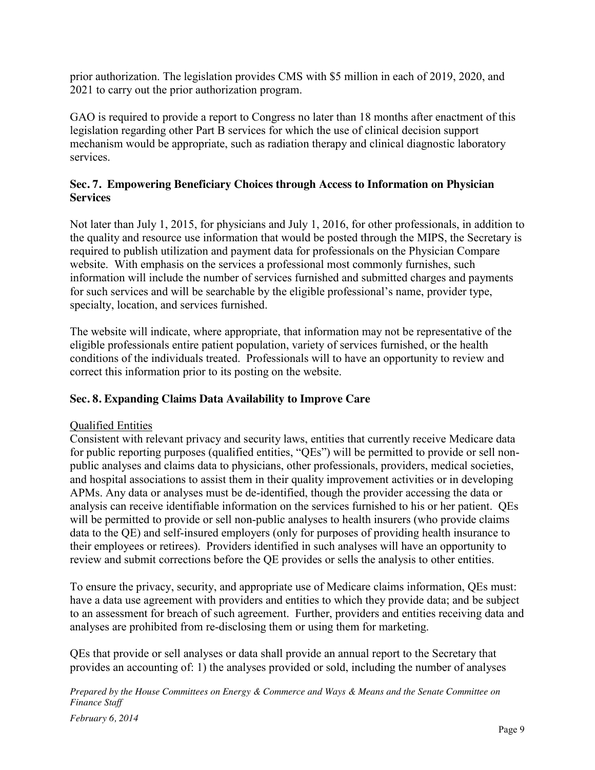prior authorization. The legislation provides CMS with $5 million in each of 2019, 2020, and 2021 to carry out the prior authorization program.

GAO is required to provide a report to Congress no later than 18 months after enactment of this legislation regarding other Part B services for which the use of clinical decision support mechanism would be appropriate, such as radiation therapy and clinical diagnostic laboratory services.

### Sec. 7. Empowering Beneficiary Choices through Access to Information on Physician Services

Not later than July 1, 2015, for physicians and July 1, 2016, for other professionals, in addition to the quality and resource use information that would be posted through the MIPS, the Secretary is required to publish utilization and payment data for professionals on the Physician Compare website. With emphasis on the services a professional most commonly furnishes, such information will include the number of services furnished and submitted charges and payments for such services and will be searchable by the eligible professional's name, provider type, specialty, location, and services furnished.

The website will indicate, where appropriate, that information may not be representative of the eligible professionals entire patient population, variety of services furnished, or the health conditions of the individuals treated. Professionals will to have an opportunity to review and correct this information prior to its posting on the website.

### Sec. 8. Expanding Claims Data Availability to Improve Care

Qualified Entities

Consistent with relevant privacy and security laws, entities that currently receive Medicare data for public reporting purposes (qualified entities, "QEs") will be permitted to provide or sell non-public analyses and claims data to physicians, other professionals, providers, medical societies, and hospital associations to assist them in their quality improvement activities or in developing APMs. Any data or analyses must be de-identified, though the provider accessing the data or analysis can receive identifiable information on the services furnished to his or her patient. QEs will be permitted to provide or sell non-public analyses to health insurers (who provide claims data to the QE) and self-insured employers (only for purposes of providing health insurance to their employees or retirees). Providers identified in such analyses will have an opportunity to review and submit corrections before the QE provides or sells the analysis to other entities.

To ensure the privacy, security, and appropriate use of Medicare claims information, QEs must: have a data use agreement with providers and entities to which they provide data; and be subject to an assessment for breach of such agreement. Further, providers and entities receiving data and analyses are prohibited from re-disclosing them or using them for marketing.

QEs that provide or sell analyses or data shall provide an annual report to the Secretary that provides an accounting of: 1) the analyses provided or sold, including the number of analyses

*Prepared by the House Committees on Energy & Commerce and Ways & Means and the Senate Committee on Finance Staff*

*February 6, 2014*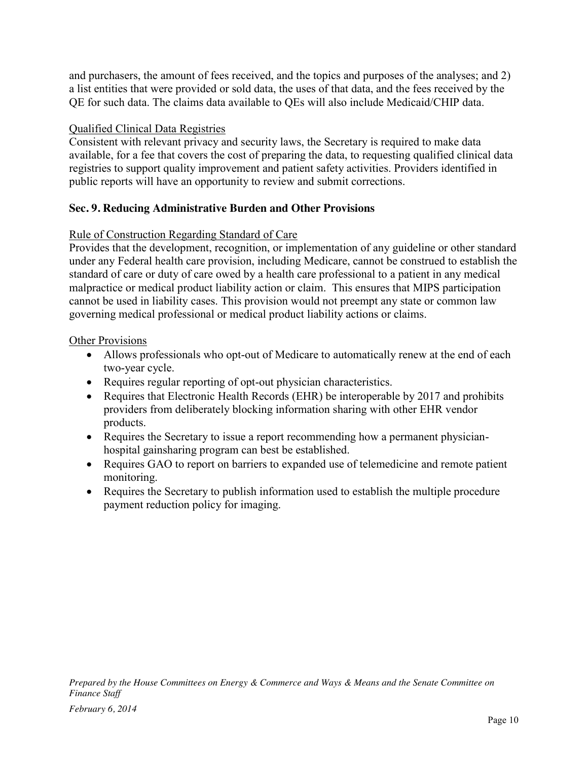and purchasers, the amount of fees received, and the topics and purposes of the analyses; and 2) a list entities that were provided or sold data, the uses of that data, and the fees received by the QE for such data. The claims data available to QEs will also include Medicaid/CHIP data.

Qualified Clinical Data Registries

Consistent with relevant privacy and security laws, the Secretary is required to make data available, for a fee that covers the cost of preparing the data, to requesting qualified clinical data registries to support quality improvement and patient safety activities. Providers identified in public reports will have an opportunity to review and submit corrections.

**Sec. 9. Reducing Administrative Burden and Other Provisions**

Rule of Construction Regarding Standard of Care

Provides that the development, recognition, or implementation of any guideline or other standard under any Federal health care provision, including Medicare, cannot be construed to establish the standard of care or duty of care owed by a health care professional to a patient in any medical malpractice or medical product liability action or claim. This ensures that MIPS participation cannot be used in liability cases. This provision would not preempt any state or common law governing medical professional or medical product liability actions or claims.

Other Provisions

- Allows professionals who opt-out of Medicare to automatically renew at the end of each two-year cycle.
- Requires regular reporting of opt-out physician characteristics.
- Requires that Electronic Health Records (EHR) be interoperable by 2017 and prohibits providers from deliberately blocking information sharing with other EHR vendor products.
- Requires the Secretary to issue a report recommending how a permanent physician-hospital gainsharing program can best be established.
- Requires GAO to report on barriers to expanded use of telemedicine and remote patient monitoring.
- Requires the Secretary to publish information used to establish the multiple procedure payment reduction policy for imaging.

*Prepared by the House Committees on Energy & Commerce and Ways & Means and the Senate Committee on Finance Staff*

*February 6, 2014*